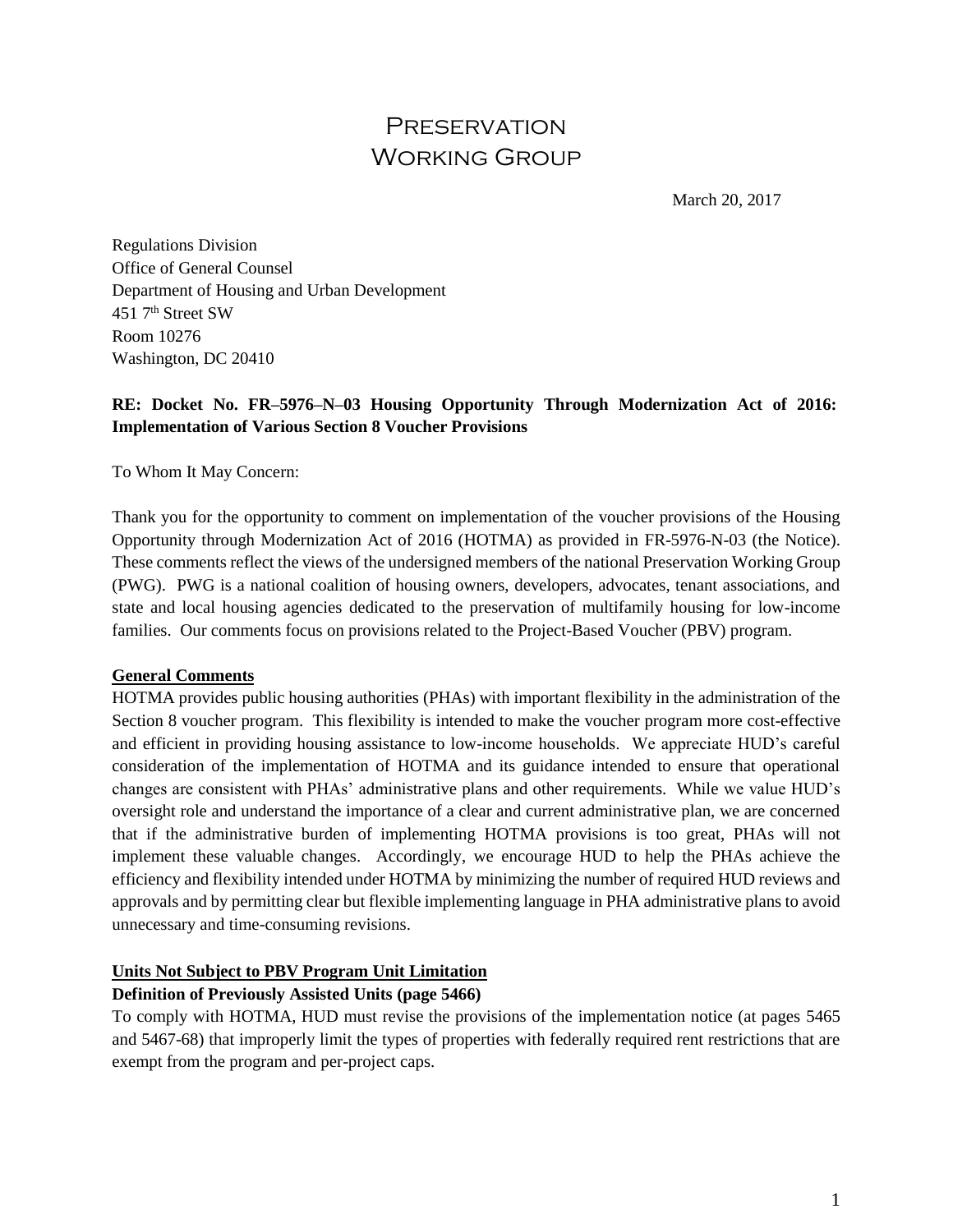# Preservation Working Group

March 20, 2017

Regulations Division
Office of General Counsel
Department of Housing and Urban Development
451 7th Street SW
Room 10276
Washington, DC 20410

**RE: Docket No. FR–5976–N–03 Housing Opportunity Through Modernization Act of 2016: Implementation of Various Section 8 Voucher Provisions**

To Whom It May Concern:

Thank you for the opportunity to comment on implementation of the voucher provisions of the Housing Opportunity through Modernization Act of 2016 (HOTMA) as provided in FR-5976-N-03 (the Notice). These comments reflect the views of the undersigned members of the national Preservation Working Group (PWG). PWG is a national coalition of housing owners, developers, advocates, tenant associations, and state and local housing agencies dedicated to the preservation of multifamily housing for low-income families. Our comments focus on provisions related to the Project-Based Voucher (PBV) program.

## General Comments

HOTMA provides public housing authorities (PHAs) with important flexibility in the administration of the Section 8 voucher program. This flexibility is intended to make the voucher program more cost-effective and efficient in providing housing assistance to low-income households. We appreciate HUD's careful consideration of the implementation of HOTMA and its guidance intended to ensure that operational changes are consistent with PHAs' administrative plans and other requirements. While we value HUD's oversight role and understand the importance of a clear and current administrative plan, we are concerned that if the administrative burden of implementing HOTMA provisions is too great, PHAs will not implement these valuable changes. Accordingly, we encourage HUD to help the PHAs achieve the efficiency and flexibility intended under HOTMA by minimizing the number of required HUD reviews and approvals and by permitting clear but flexible implementing language in PHA administrative plans to avoid unnecessary and time-consuming revisions.

## Units Not Subject to PBV Program Unit Limitation

### Definition of Previously Assisted Units (page 5466)

To comply with HOTMA, HUD must revise the provisions of the implementation notice (at pages 5465 and 5467-68) that improperly limit the types of properties with federally required rent restrictions that are exempt from the program and per-project caps.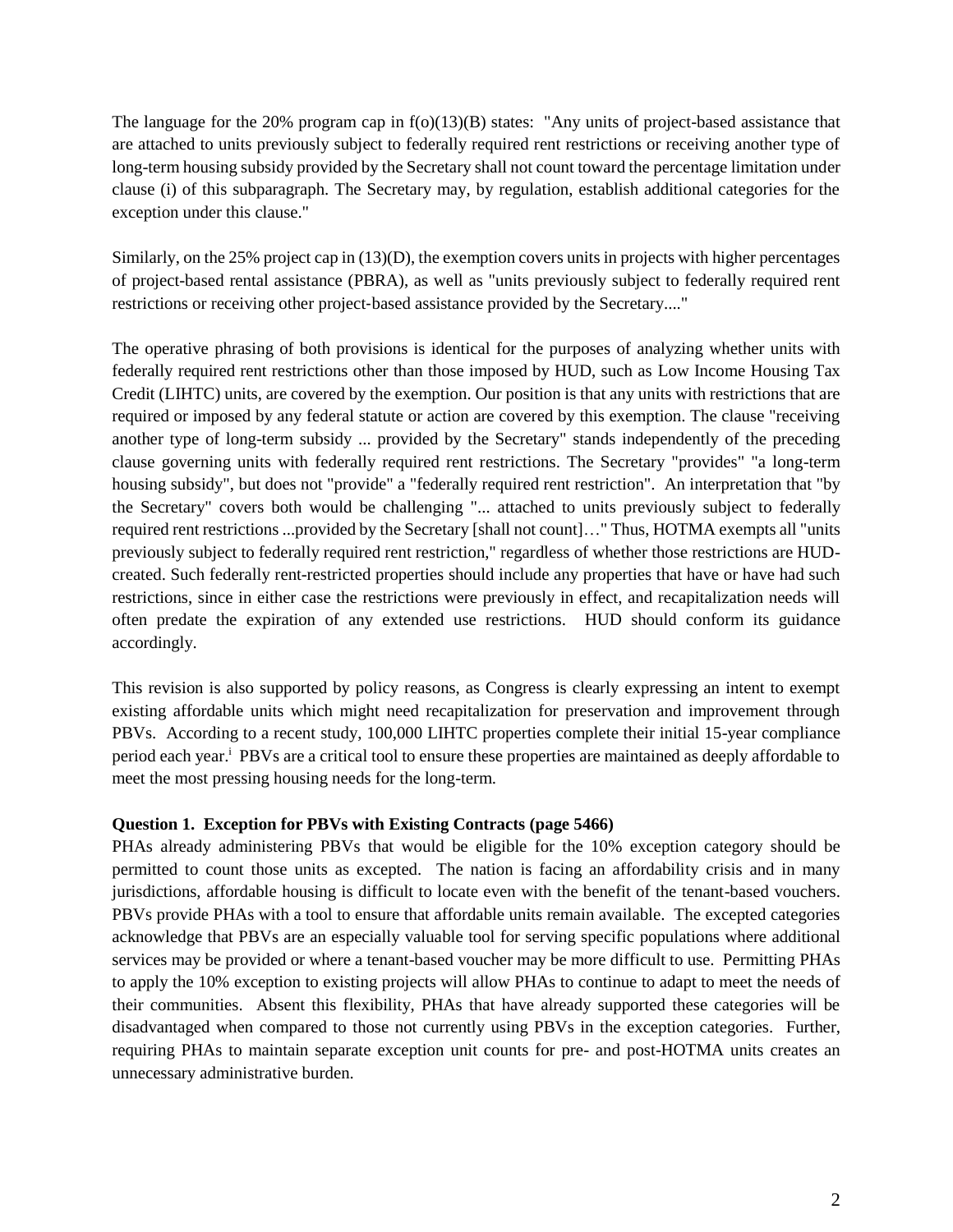The language for the 20% program cap in f(o)(13)(B) states: "Any units of project-based assistance that are attached to units previously subject to federally required rent restrictions or receiving another type of long-term housing subsidy provided by the Secretary shall not count toward the percentage limitation under clause (i) of this subparagraph. The Secretary may, by regulation, establish additional categories for the exception under this clause."

Similarly, on the 25% project cap in (13)(D), the exemption covers units in projects with higher percentages of project-based rental assistance (PBRA), as well as "units previously subject to federally required rent restrictions or receiving other project-based assistance provided by the Secretary...."

The operative phrasing of both provisions is identical for the purposes of analyzing whether units with federally required rent restrictions other than those imposed by HUD, such as Low Income Housing Tax Credit (LIHTC) units, are covered by the exemption. Our position is that any units with restrictions that are required or imposed by any federal statute or action are covered by this exemption. The clause "receiving another type of long-term subsidy ... provided by the Secretary" stands independently of the preceding clause governing units with federally required rent restrictions. The Secretary "provides" "a long-term housing subsidy", but does not "provide" a "federally required rent restriction". An interpretation that "by the Secretary" covers both would be challenging "... attached to units previously subject to federally required rent restrictions ...provided by the Secretary [shall not count]…" Thus, HOTMA exempts all "units previously subject to federally required rent restriction," regardless of whether those restrictions are HUD-created. Such federally rent-restricted properties should include any properties that have or have had such restrictions, since in either case the restrictions were previously in effect, and recapitalization needs will often predate the expiration of any extended use restrictions. HUD should conform its guidance accordingly.

This revision is also supported by policy reasons, as Congress is clearly expressing an intent to exempt existing affordable units which might need recapitalization for preservation and improvement through PBVs. According to a recent study, 100,000 LIHTC properties complete their initial 15-year compliance period each year.[i] PBVs are a critical tool to ensure these properties are maintained as deeply affordable to meet the most pressing housing needs for the long-term.

**Question 1. Exception for PBVs with Existing Contracts (page 5466)**

PHAs already administering PBVs that would be eligible for the 10% exception category should be permitted to count those units as excepted. The nation is facing an affordability crisis and in many jurisdictions, affordable housing is difficult to locate even with the benefit of the tenant-based vouchers. PBVs provide PHAs with a tool to ensure that affordable units remain available. The excepted categories acknowledge that PBVs are an especially valuable tool for serving specific populations where additional services may be provided or where a tenant-based voucher may be more difficult to use. Permitting PHAs to apply the 10% exception to existing projects will allow PHAs to continue to adapt to meet the needs of their communities. Absent this flexibility, PHAs that have already supported these categories will be disadvantaged when compared to those not currently using PBVs in the exception categories. Further, requiring PHAs to maintain separate exception unit counts for pre- and post-HOTMA units creates an unnecessary administrative burden.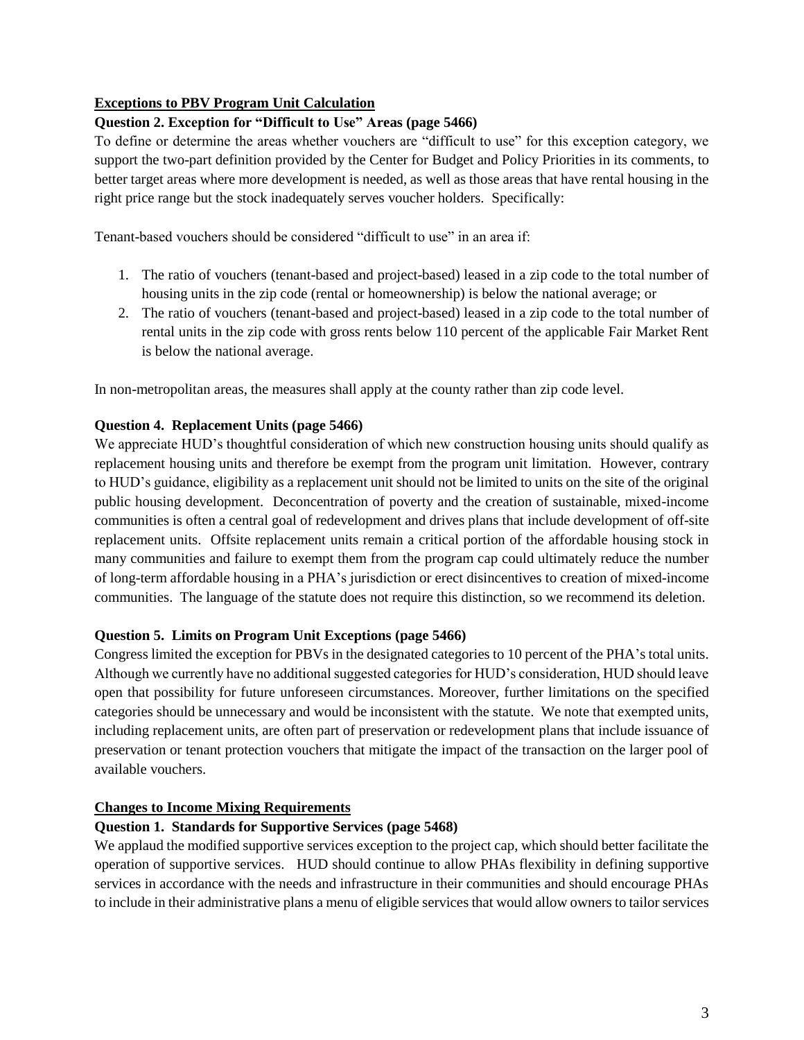**Exceptions to PBV Program Unit Calculation**

**Question 2. Exception for "Difficult to Use" Areas (page 5466)**

To define or determine the areas whether vouchers are "difficult to use" for this exception category, we support the two-part definition provided by the Center for Budget and Policy Priorities in its comments, to better target areas where more development is needed, as well as those areas that have rental housing in the right price range but the stock inadequately serves voucher holders. Specifically:

Tenant-based vouchers should be considered "difficult to use" in an area if:

1. The ratio of vouchers (tenant-based and project-based) leased in a zip code to the total number of housing units in the zip code (rental or homeownership) is below the national average; or
2. The ratio of vouchers (tenant-based and project-based) leased in a zip code to the total number of rental units in the zip code with gross rents below 110 percent of the applicable Fair Market Rent is below the national average.

In non-metropolitan areas, the measures shall apply at the county rather than zip code level.

**Question 4. Replacement Units (page 5466)**

We appreciate HUD's thoughtful consideration of which new construction housing units should qualify as replacement housing units and therefore be exempt from the program unit limitation. However, contrary to HUD's guidance, eligibility as a replacement unit should not be limited to units on the site of the original public housing development. Deconcentration of poverty and the creation of sustainable, mixed-income communities is often a central goal of redevelopment and drives plans that include development of off-site replacement units. Offsite replacement units remain a critical portion of the affordable housing stock in many communities and failure to exempt them from the program cap could ultimately reduce the number of long-term affordable housing in a PHA's jurisdiction or erect disincentives to creation of mixed-income communities. The language of the statute does not require this distinction, so we recommend its deletion.

**Question 5. Limits on Program Unit Exceptions (page 5466)**

Congress limited the exception for PBVs in the designated categories to 10 percent of the PHA's total units. Although we currently have no additional suggested categories for HUD's consideration, HUD should leave open that possibility for future unforeseen circumstances. Moreover, further limitations on the specified categories should be unnecessary and would be inconsistent with the statute. We note that exempted units, including replacement units, are often part of preservation or redevelopment plans that include issuance of preservation or tenant protection vouchers that mitigate the impact of the transaction on the larger pool of available vouchers.

**Changes to Income Mixing Requirements**

**Question 1. Standards for Supportive Services (page 5468)**

We applaud the modified supportive services exception to the project cap, which should better facilitate the operation of supportive services. HUD should continue to allow PHAs flexibility in defining supportive services in accordance with the needs and infrastructure in their communities and should encourage PHAs to include in their administrative plans a menu of eligible services that would allow owners to tailor services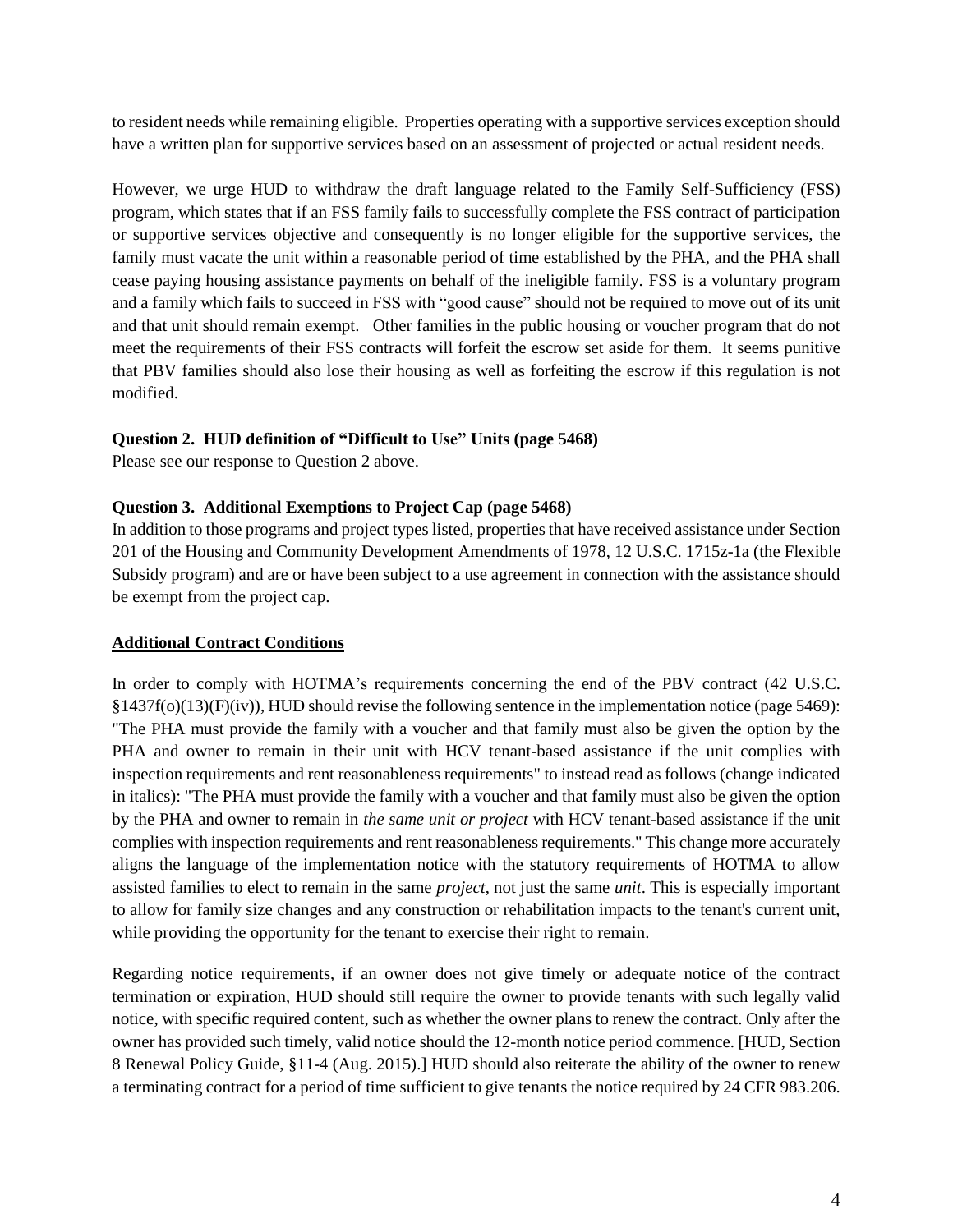to resident needs while remaining eligible. Properties operating with a supportive services exception should have a written plan for supportive services based on an assessment of projected or actual resident needs.

However, we urge HUD to withdraw the draft language related to the Family Self-Sufficiency (FSS) program, which states that if an FSS family fails to successfully complete the FSS contract of participation or supportive services objective and consequently is no longer eligible for the supportive services, the family must vacate the unit within a reasonable period of time established by the PHA, and the PHA shall cease paying housing assistance payments on behalf of the ineligible family. FSS is a voluntary program and a family which fails to succeed in FSS with "good cause" should not be required to move out of its unit and that unit should remain exempt. Other families in the public housing or voucher program that do not meet the requirements of their FSS contracts will forfeit the escrow set aside for them. It seems punitive that PBV families should also lose their housing as well as forfeiting the escrow if this regulation is not modified.

**Question 2. HUD definition of "Difficult to Use" Units (page 5468)**

Please see our response to Question 2 above.

**Question 3. Additional Exemptions to Project Cap (page 5468)**

In addition to those programs and project types listed, properties that have received assistance under Section 201 of the Housing and Community Development Amendments of 1978, 12 U.S.C. 1715z-1a (the Flexible Subsidy program) and are or have been subject to a use agreement in connection with the assistance should be exempt from the project cap.

**Additional Contract Conditions**

In order to comply with HOTMA's requirements concerning the end of the PBV contract (42 U.S.C. §1437f(o)(13)(F)(iv)), HUD should revise the following sentence in the implementation notice (page 5469): "The PHA must provide the family with a voucher and that family must also be given the option by the PHA and owner to remain in their unit with HCV tenant-based assistance if the unit complies with inspection requirements and rent reasonableness requirements" to instead read as follows (change indicated in italics): "The PHA must provide the family with a voucher and that family must also be given the option by the PHA and owner to remain in *the same unit or project* with HCV tenant-based assistance if the unit complies with inspection requirements and rent reasonableness requirements." This change more accurately aligns the language of the implementation notice with the statutory requirements of HOTMA to allow assisted families to elect to remain in the same *project*, not just the same *unit*. This is especially important to allow for family size changes and any construction or rehabilitation impacts to the tenant's current unit, while providing the opportunity for the tenant to exercise their right to remain.

Regarding notice requirements, if an owner does not give timely or adequate notice of the contract termination or expiration, HUD should still require the owner to provide tenants with such legally valid notice, with specific required content, such as whether the owner plans to renew the contract. Only after the owner has provided such timely, valid notice should the 12-month notice period commence. [HUD, Section 8 Renewal Policy Guide, §11-4 (Aug. 2015).] HUD should also reiterate the ability of the owner to renew a terminating contract for a period of time sufficient to give tenants the notice required by 24 CFR 983.206.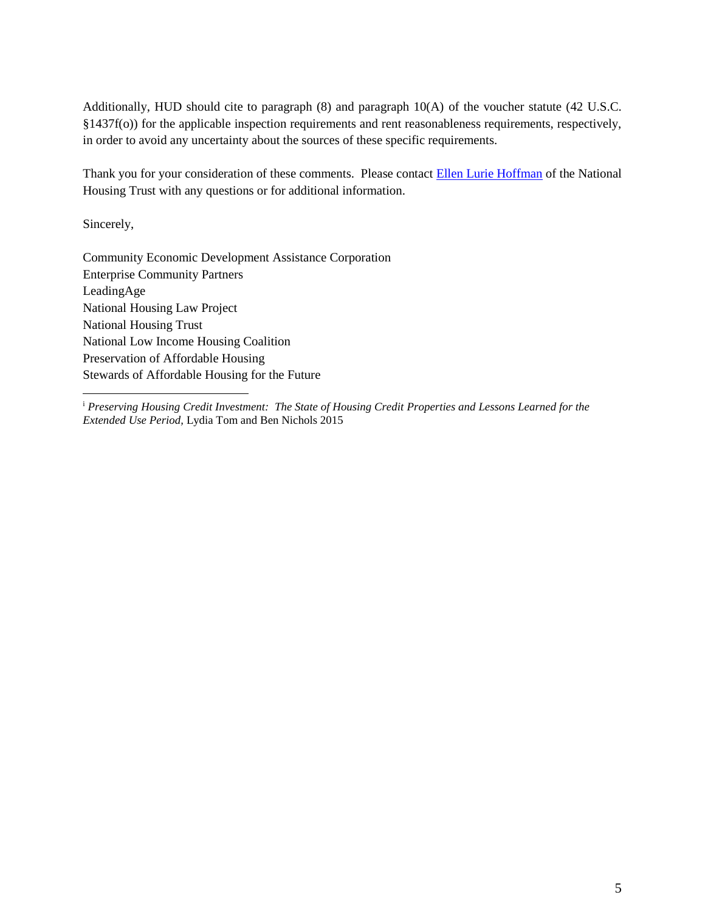Additionally, HUD should cite to paragraph (8) and paragraph 10(A) of the voucher statute (42 U.S.C. §1437f(o)) for the applicable inspection requirements and rent reasonableness requirements, respectively, in order to avoid any uncertainty about the sources of these specific requirements.

Thank you for your consideration of these comments. Please contact Ellen Lurie Hoffman of the National Housing Trust with any questions or for additional information.

Sincerely,

Community Economic Development Assistance Corporation
Enterprise Community Partners
LeadingAge
National Housing Law Project
National Housing Trust
National Low Income Housing Coalition
Preservation of Affordable Housing
Stewards of Affordable Housing for the Future

---

[i] *Preserving Housing Credit Investment: The State of Housing Credit Properties and Lessons Learned for the Extended Use Period,* Lydia Tom and Ben Nichols 2015